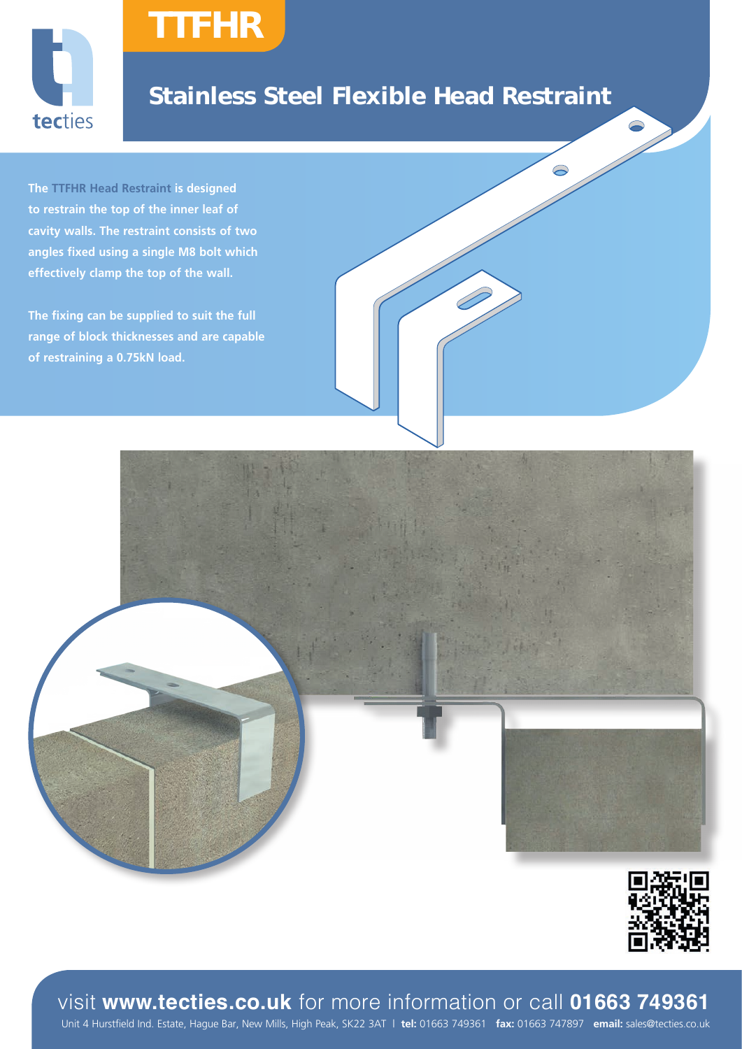tecties

# TTFHR

## Stainless Steel Flexible Head Restraint

**The TTFHR Head Restraint is designed to restrain the top of the inner leaf of cavity walls. The restraint consists of two angles fixed using a single M8 bolt which effectively clamp the top of the wall.**

**The fixing can be supplied to suit the full range of block thicknesses and are capable of restraining a 0.75kN load.**

visit **www.tecties.co.uk** for more information or call **01663 749361**

Unit 4 Hurstfield Ind. Estate, Hague Bar, New Mills, High Peak, SK22 3AT | **tel:** 01663 749361 **fax:** 01663 747897 **email:** sales@tecties.co.uk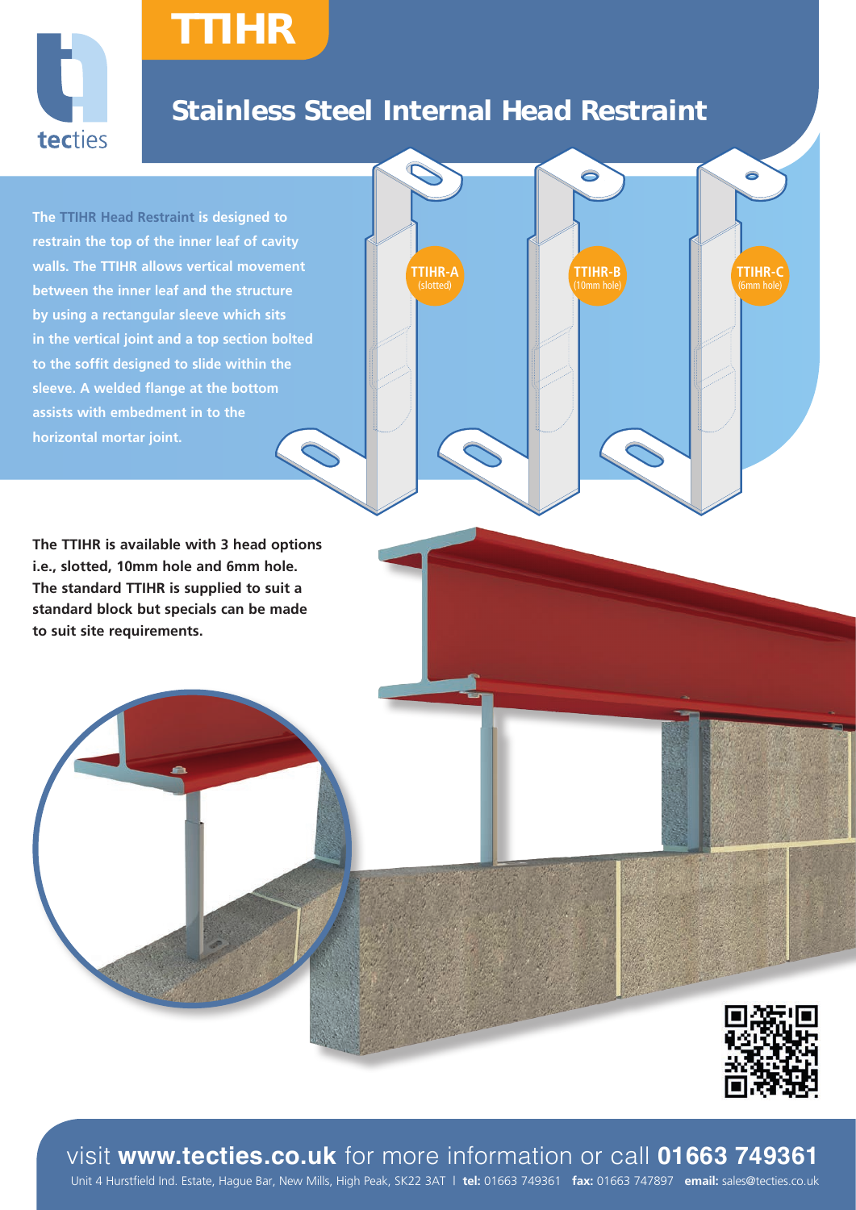# TTIHR

## Stainless Steel Internal Head Restraint

The **TTIHR Head Restraint** is designed to restrain the top of the inner leaf of cavity walls. The TTIHR allows vertical movement between the inner leaf and the structure by using a rectangular sleeve which sits in the vertical joint and a top section bolted to the soffit designed to slide within the sleeve. A welded flange at the bottom assists with embedment in to the horizontal mortar joint.

TTIHR-A (slotted)

TTIHR-B (10mm hole)

TTIHR-C (6mm hole)

**The TTIHR is available with 3 head options i.e., slotted, 10mm hole and 6mm hole. The standard TTIHR is supplied to suit a standard block but specials can be made to suit site requirements.**

visit **www.tecties.co.uk** for more information or call **01663 749361**

Unit 4 Hurstfield Ind. Estate, Hague Bar, New Mills, High Peak, SK22 3AT | **tel:** 01663 749361 **fax:** 01663 747897 **email:** sales@tecties.co.uk